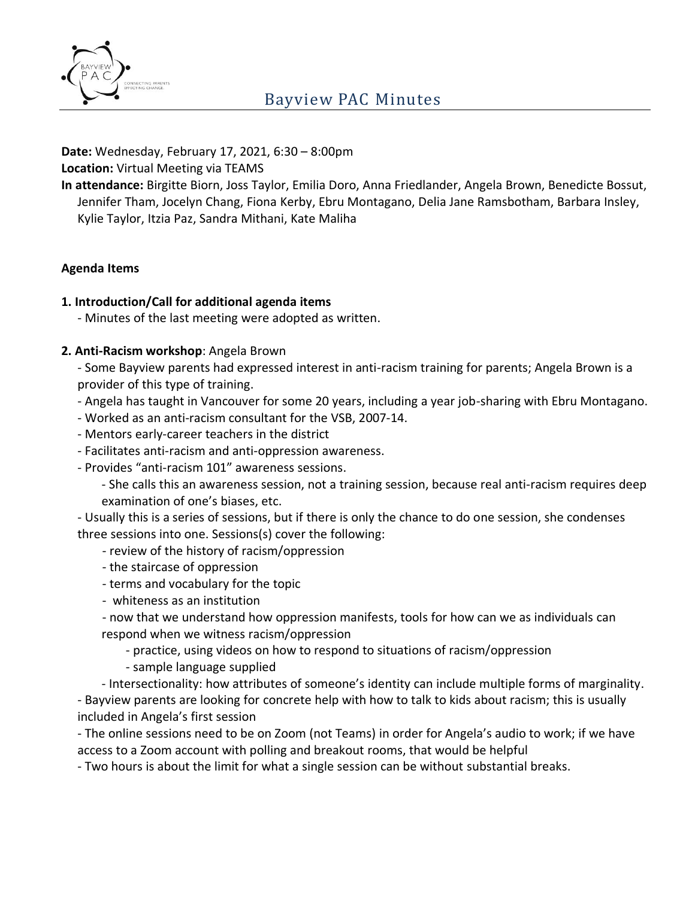# Bayview PAC Minutes

**Date:** Wednesday, February 17, 2021, 6:30 – 8:00pm

**Location:** Virtual Meeting via TEAMS

**In attendance:** Birgitte Biorn, Joss Taylor, Emilia Doro, Anna Friedlander, Angela Brown, Benedicte Bossut, Jennifer Tham, Jocelyn Chang, Fiona Kerby, Ebru Montagano, Delia Jane Ramsbotham, Barbara Insley, Kylie Taylor, Itzia Paz, Sandra Mithani, Kate Maliha

## Agenda Items

### 1. Introduction/Call for additional agenda items

- Minutes of the last meeting were adopted as written.

### 2. Anti-Racism workshop: Angela Brown

- Some Bayview parents had expressed interest in anti-racism training for parents; Angela Brown is a provider of this type of training.
- Angela has taught in Vancouver for some 20 years, including a year job-sharing with Ebru Montagano.
- Worked as an anti-racism consultant for the VSB, 2007-14.
- Mentors early-career teachers in the district
- Facilitates anti-racism and anti-oppression awareness.
- Provides "anti-racism 101" awareness sessions.
  - She calls this an awareness session, not a training session, because real anti-racism requires deep examination of one's biases, etc.
- Usually this is a series of sessions, but if there is only the chance to do one session, she condenses three sessions into one. Sessions(s) cover the following:
  - review of the history of racism/oppression
  - the staircase of oppression
  - terms and vocabulary for the topic
  - whiteness as an institution
  - now that we understand how oppression manifests, tools for how can we as individuals can respond when we witness racism/oppression
    - practice, using videos on how to respond to situations of racism/oppression
    - sample language supplied
  - Intersectionality: how attributes of someone's identity can include multiple forms of marginality.
- Bayview parents are looking for concrete help with how to talk to kids about racism; this is usually included in Angela's first session
- The online sessions need to be on Zoom (not Teams) in order for Angela's audio to work; if we have access to a Zoom account with polling and breakout rooms, that would be helpful
- Two hours is about the limit for what a single session can be without substantial breaks.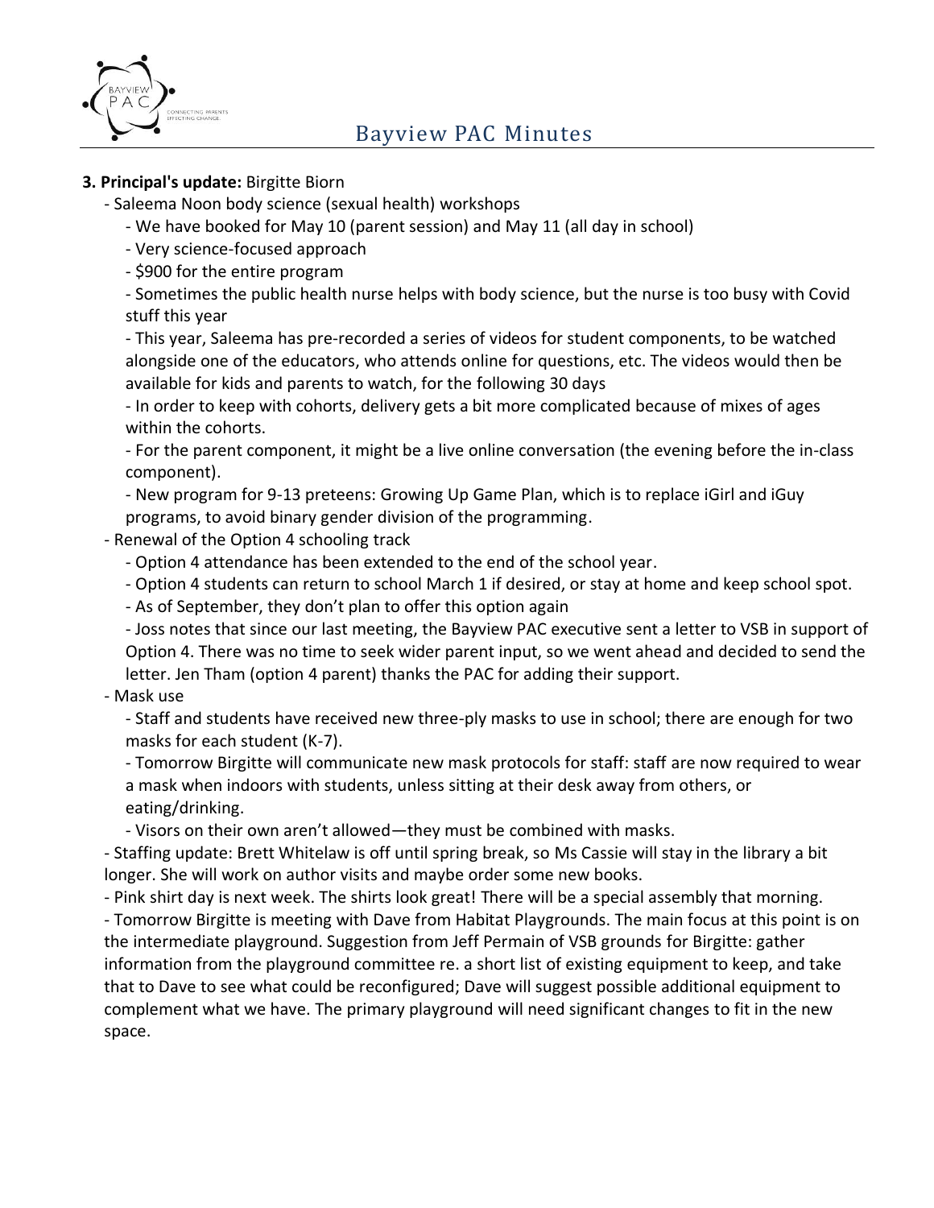**3. Principal's update:** Birgitte Biorn

- Saleema Noon body science (sexual health) workshops
  - We have booked for May 10 (parent session) and May 11 (all day in school)
  - Very science-focused approach
  - $900 for the entire program
  - Sometimes the public health nurse helps with body science, but the nurse is too busy with Covid stuff this year
  - This year, Saleema has pre-recorded a series of videos for student components, to be watched alongside one of the educators, who attends online for questions, etc. The videos would then be available for kids and parents to watch, for the following 30 days
  - In order to keep with cohorts, delivery gets a bit more complicated because of mixes of ages within the cohorts.
  - For the parent component, it might be a live online conversation (the evening before the in-class component).
  - New program for 9-13 preteens: Growing Up Game Plan, which is to replace iGirl and iGuy programs, to avoid binary gender division of the programming.
- Renewal of the Option 4 schooling track
  - Option 4 attendance has been extended to the end of the school year.
  - Option 4 students can return to school March 1 if desired, or stay at home and keep school spot.
  - As of September, they don't plan to offer this option again
  - Joss notes that since our last meeting, the Bayview PAC executive sent a letter to VSB in support of Option 4. There was no time to seek wider parent input, so we went ahead and decided to send the letter. Jen Tham (option 4 parent) thanks the PAC for adding their support.
- Mask use
  - Staff and students have received new three-ply masks to use in school; there are enough for two masks for each student (K-7).
  - Tomorrow Birgitte will communicate new mask protocols for staff: staff are now required to wear a mask when indoors with students, unless sitting at their desk away from others, or eating/drinking.
  - Visors on their own aren't allowed—they must be combined with masks.
- Staffing update: Brett Whitelaw is off until spring break, so Ms Cassie will stay in the library a bit longer. She will work on author visits and maybe order some new books.
- Pink shirt day is next week. The shirts look great! There will be a special assembly that morning.
- Tomorrow Birgitte is meeting with Dave from Habitat Playgrounds. The main focus at this point is on the intermediate playground. Suggestion from Jeff Permain of VSB grounds for Birgitte: gather information from the playground committee re. a short list of existing equipment to keep, and take that to Dave to see what could be reconfigured; Dave will suggest possible additional equipment to complement what we have. The primary playground will need significant changes to fit in the new space.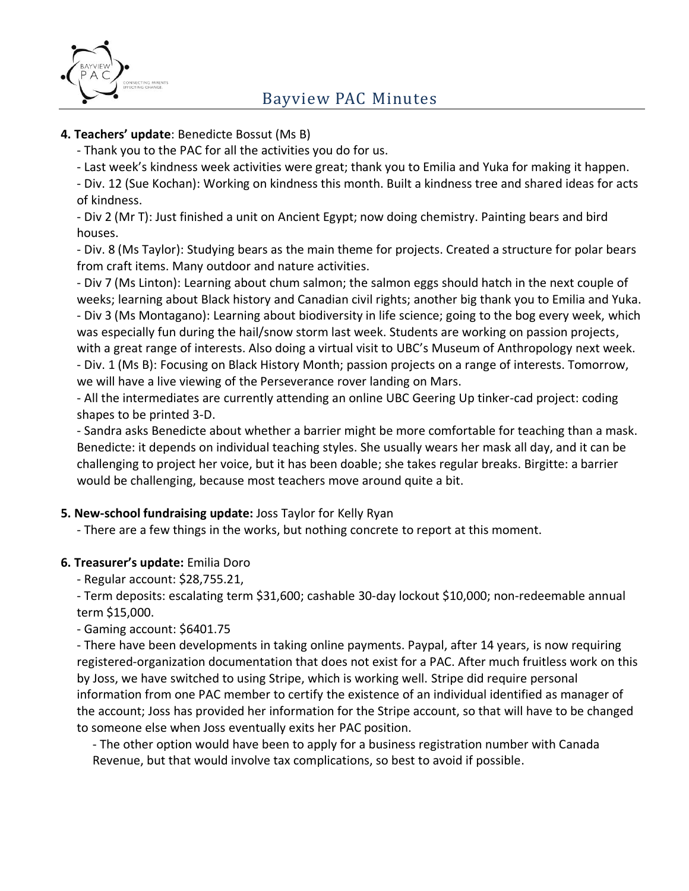**4. Teachers' update**: Benedicte Bossut (Ms B)

- Thank you to the PAC for all the activities you do for us.
- Last week's kindness week activities were great; thank you to Emilia and Yuka for making it happen.
- Div. 12 (Sue Kochan): Working on kindness this month. Built a kindness tree and shared ideas for acts of kindness.
- Div 2 (Mr T): Just finished a unit on Ancient Egypt; now doing chemistry. Painting bears and bird houses.
- Div. 8 (Ms Taylor): Studying bears as the main theme for projects. Created a structure for polar bears from craft items. Many outdoor and nature activities.
- Div 7 (Ms Linton): Learning about chum salmon; the salmon eggs should hatch in the next couple of weeks; learning about Black history and Canadian civil rights; another big thank you to Emilia and Yuka.
- Div 3 (Ms Montagano): Learning about biodiversity in life science; going to the bog every week, which was especially fun during the hail/snow storm last week. Students are working on passion projects, with a great range of interests. Also doing a virtual visit to UBC's Museum of Anthropology next week.
- Div. 1 (Ms B): Focusing on Black History Month; passion projects on a range of interests. Tomorrow, we will have a live viewing of the Perseverance rover landing on Mars.
- All the intermediates are currently attending an online UBC Geering Up tinker-cad project: coding shapes to be printed 3-D.
- Sandra asks Benedicte about whether a barrier might be more comfortable for teaching than a mask. Benedicte: it depends on individual teaching styles. She usually wears her mask all day, and it can be challenging to project her voice, but it has been doable; she takes regular breaks. Birgitte: a barrier would be challenging, because most teachers move around quite a bit.

**5. New-school fundraising update:** Joss Taylor for Kelly Ryan

- There are a few things in the works, but nothing concrete to report at this moment.

**6. Treasurer's update:** Emilia Doro

- Regular account: $28,755.21,
- Term deposits: escalating term $31,600; cashable 30-day lockout $10,000; non-redeemable annual term $15,000.
- Gaming account: $6401.75
- There have been developments in taking online payments. Paypal, after 14 years, is now requiring registered-organization documentation that does not exist for a PAC. After much fruitless work on this by Joss, we have switched to using Stripe, which is working well. Stripe did require personal information from one PAC member to certify the existence of an individual identified as manager of the account; Joss has provided her information for the Stripe account, so that will have to be changed to someone else when Joss eventually exits her PAC position.
  - The other option would have been to apply for a business registration number with Canada Revenue, but that would involve tax complications, so best to avoid if possible.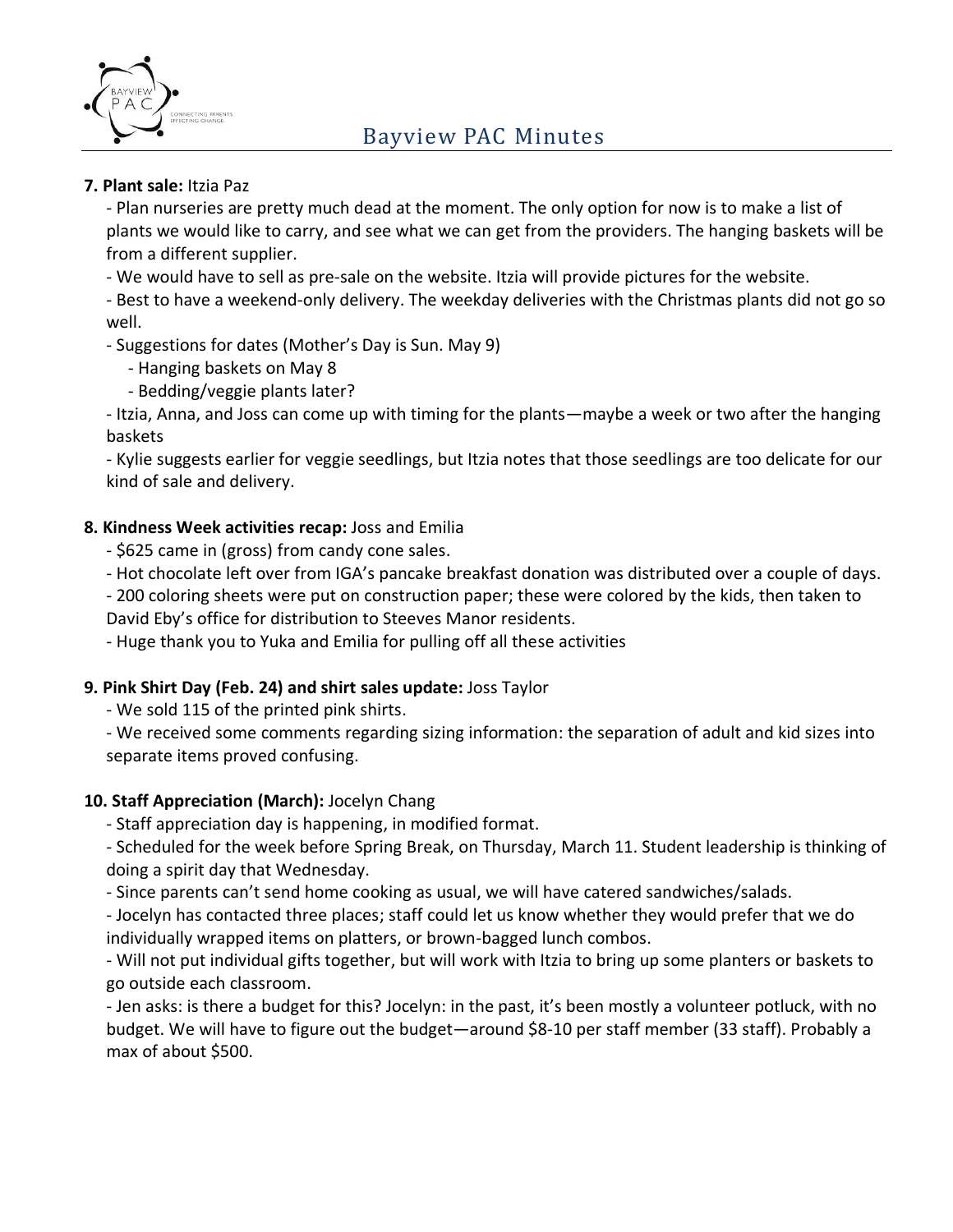**7. Plant sale:** Itzia Paz

- Plan nurseries are pretty much dead at the moment. The only option for now is to make a list of plants we would like to carry, and see what we can get from the providers. The hanging baskets will be from a different supplier.
- We would have to sell as pre-sale on the website. Itzia will provide pictures for the website.
- Best to have a weekend-only delivery. The weekday deliveries with the Christmas plants did not go so well.
- Suggestions for dates (Mother's Day is Sun. May 9)
  - Hanging baskets on May 8
  - Bedding/veggie plants later?
- Itzia, Anna, and Joss can come up with timing for the plants—maybe a week or two after the hanging baskets
- Kylie suggests earlier for veggie seedlings, but Itzia notes that those seedlings are too delicate for our kind of sale and delivery.

**8. Kindness Week activities recap:** Joss and Emilia

- $625 came in (gross) from candy cone sales.
- Hot chocolate left over from IGA's pancake breakfast donation was distributed over a couple of days.
- 200 coloring sheets were put on construction paper; these were colored by the kids, then taken to David Eby's office for distribution to Steeves Manor residents.
- Huge thank you to Yuka and Emilia for pulling off all these activities

**9. Pink Shirt Day (Feb. 24) and shirt sales update:** Joss Taylor

- We sold 115 of the printed pink shirts.
- We received some comments regarding sizing information: the separation of adult and kid sizes into separate items proved confusing.

**10. Staff Appreciation (March):** Jocelyn Chang

- Staff appreciation day is happening, in modified format.
- Scheduled for the week before Spring Break, on Thursday, March 11. Student leadership is thinking of doing a spirit day that Wednesday.
- Since parents can't send home cooking as usual, we will have catered sandwiches/salads.
- Jocelyn has contacted three places; staff could let us know whether they would prefer that we do individually wrapped items on platters, or brown-bagged lunch combos.
- Will not put individual gifts together, but will work with Itzia to bring up some planters or baskets to go outside each classroom.
- Jen asks: is there a budget for this? Jocelyn: in the past, it's been mostly a volunteer potluck, with no budget. We will have to figure out the budget—around $8-10 per staff member (33 staff). Probably a max of about $500.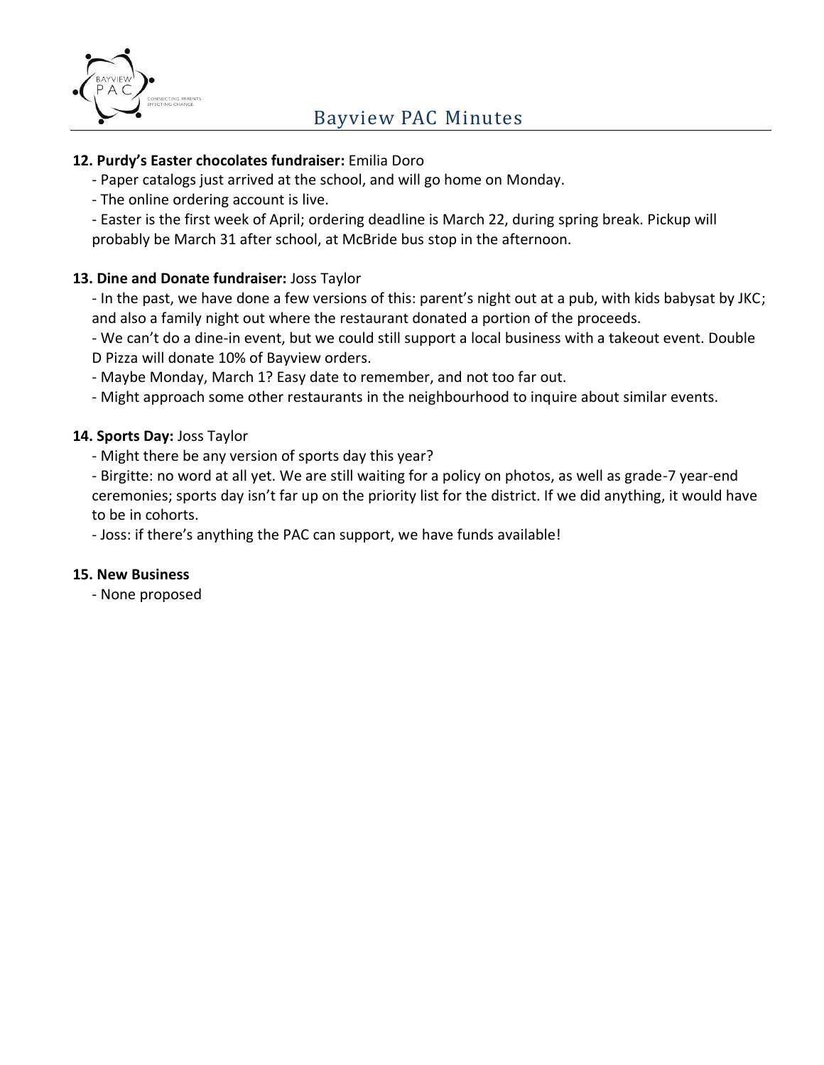**12. Purdy's Easter chocolates fundraiser:** Emilia Doro

- Paper catalogs just arrived at the school, and will go home on Monday.
- The online ordering account is live.
- Easter is the first week of April; ordering deadline is March 22, during spring break. Pickup will probably be March 31 after school, at McBride bus stop in the afternoon.

**13. Dine and Donate fundraiser:** Joss Taylor

- In the past, we have done a few versions of this: parent's night out at a pub, with kids babysat by JKC; and also a family night out where the restaurant donated a portion of the proceeds.
- We can't do a dine-in event, but we could still support a local business with a takeout event. Double D Pizza will donate 10% of Bayview orders.
- Maybe Monday, March 1? Easy date to remember, and not too far out.
- Might approach some other restaurants in the neighbourhood to inquire about similar events.

**14. Sports Day:** Joss Taylor

- Might there be any version of sports day this year?
- Birgitte: no word at all yet. We are still waiting for a policy on photos, as well as grade-7 year-end ceremonies; sports day isn't far up on the priority list for the district. If we did anything, it would have to be in cohorts.
- Joss: if there's anything the PAC can support, we have funds available!

**15. New Business**

- None proposed